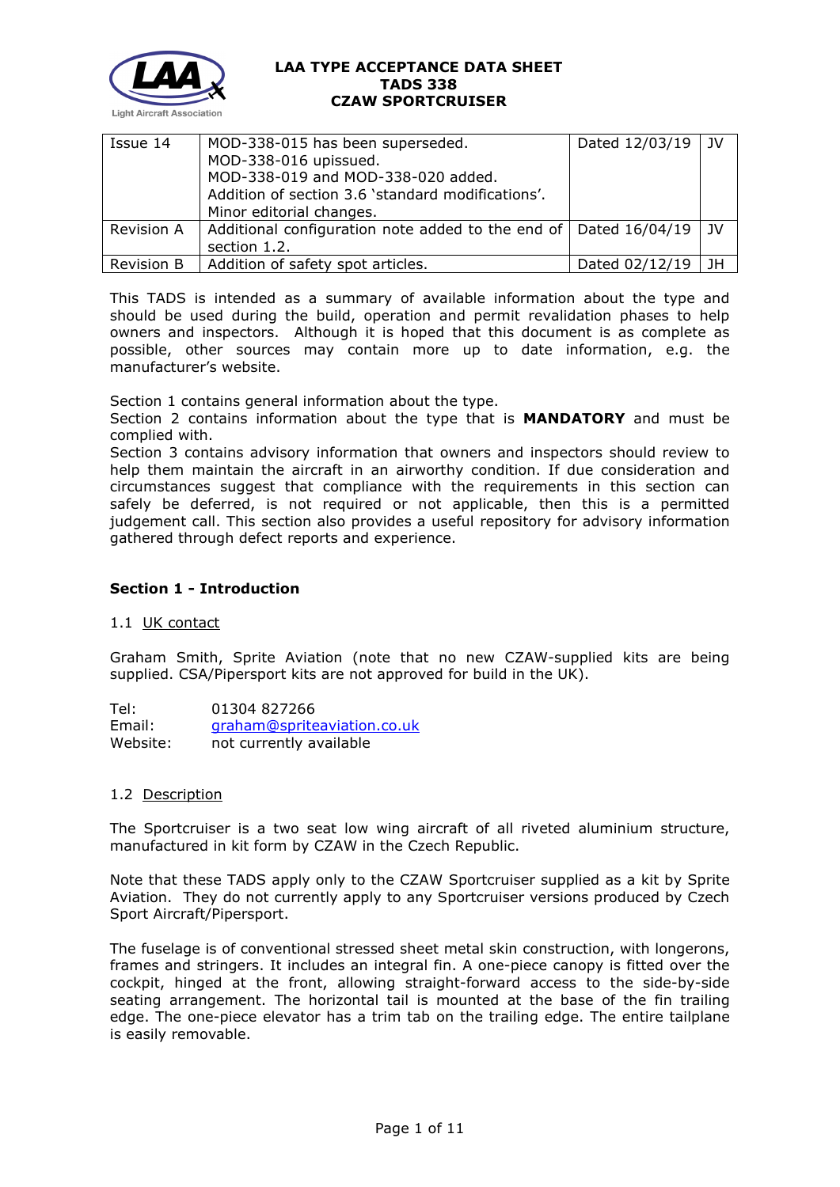# LAA TYPE ACCEPTANCE DATA SHEET
## TADS 338
## CZAW SPORTCRUISER

| Issue 14 | MOD-338-015 has been superseded.<br>MOD-338-016 upissued.<br>MOD-338-019 and MOD-338-020 added.<br>Addition of section 3.6 'standard modifications'.<br>Minor editorial changes. | Dated 12/03/19 | JV |
|---|---|---|---|
| Revision A | Additional configuration note added to the end of section 1.2. | Dated 16/04/19 | JV |
| Revision B | Addition of safety spot articles. | Dated 02/12/19 | JH |

This TADS is intended as a summary of available information about the type and should be used during the build, operation and permit revalidation phases to help owners and inspectors. Although it is hoped that this document is as complete as possible, other sources may contain more up to date information, e.g. the manufacturer's website.

Section 1 contains general information about the type.
Section 2 contains information about the type that is **MANDATORY** and must be complied with.
Section 3 contains advisory information that owners and inspectors should review to help them maintain the aircraft in an airworthy condition. If due consideration and circumstances suggest that compliance with the requirements in this section can safely be deferred, is not required or not applicable, then this is a permitted judgement call. This section also provides a useful repository for advisory information gathered through defect reports and experience.

### Section 1 - Introduction

1.1 UK contact

Graham Smith, Sprite Aviation (note that no new CZAW-supplied kits are being supplied. CSA/Pipersport kits are not approved for build in the UK).

Tel: 01304 827266
Email: graham@spriteaviation.co.uk
Website: not currently available

1.2 Description

The Sportcruiser is a two seat low wing aircraft of all riveted aluminium structure, manufactured in kit form by CZAW in the Czech Republic.

Note that these TADS apply only to the CZAW Sportcruiser supplied as a kit by Sprite Aviation. They do not currently apply to any Sportcruiser versions produced by Czech Sport Aircraft/Pipersport.

The fuselage is of conventional stressed sheet metal skin construction, with longerons, frames and stringers. It includes an integral fin. A one-piece canopy is fitted over the cockpit, hinged at the front, allowing straight-forward access to the side-by-side seating arrangement. The horizontal tail is mounted at the base of the fin trailing edge. The one-piece elevator has a trim tab on the trailing edge. The entire tailplane is easily removable.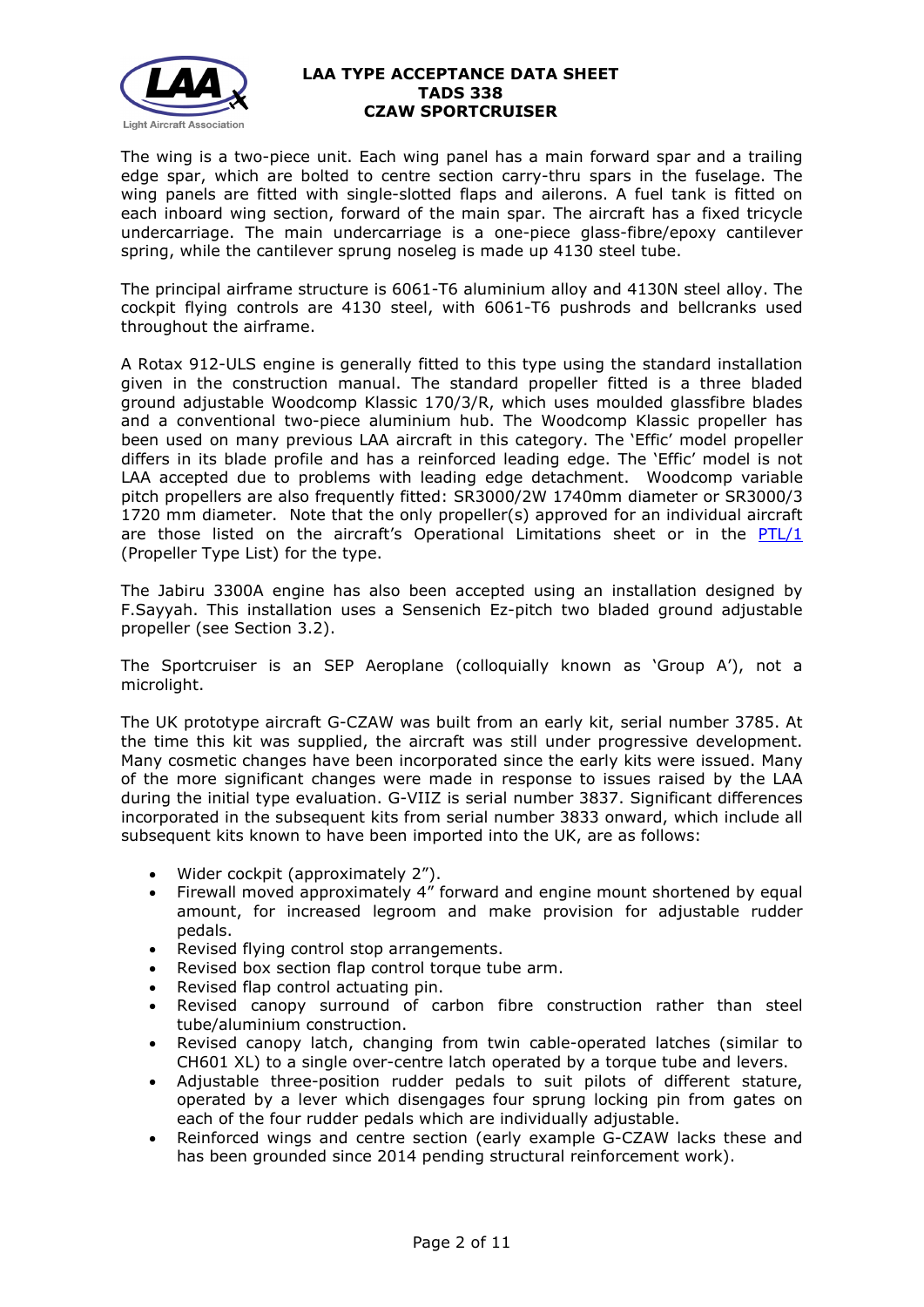The wing is a two-piece unit. Each wing panel has a main forward spar and a trailing edge spar, which are bolted to centre section carry-thru spars in the fuselage. The wing panels are fitted with single-slotted flaps and ailerons. A fuel tank is fitted on each inboard wing section, forward of the main spar. The aircraft has a fixed tricycle undercarriage. The main undercarriage is a one-piece glass-fibre/epoxy cantilever spring, while the cantilever sprung noseleg is made up 4130 steel tube.

The principal airframe structure is 6061-T6 aluminium alloy and 4130N steel alloy. The cockpit flying controls are 4130 steel, with 6061-T6 pushrods and bellcranks used throughout the airframe.

A Rotax 912-ULS engine is generally fitted to this type using the standard installation given in the construction manual. The standard propeller fitted is a three bladed ground adjustable Woodcomp Klassic 170/3/R, which uses moulded glassfibre blades and a conventional two-piece aluminium hub. The Woodcomp Klassic propeller has been used on many previous LAA aircraft in this category. The 'Effic' model propeller differs in its blade profile and has a reinforced leading edge. The 'Effic' model is not LAA accepted due to problems with leading edge detachment. Woodcomp variable pitch propellers are also frequently fitted: SR3000/2W 1740mm diameter or SR3000/3 1720 mm diameter. Note that the only propeller(s) approved for an individual aircraft are those listed on the aircraft's Operational Limitations sheet or in the PTL/1 (Propeller Type List) for the type.

The Jabiru 3300A engine has also been accepted using an installation designed by F.Sayyah. This installation uses a Sensenich Ez-pitch two bladed ground adjustable propeller (see Section 3.2).

The Sportcruiser is an SEP Aeroplane (colloquially known as 'Group A'), not a microlight.

The UK prototype aircraft G-CZAW was built from an early kit, serial number 3785. At the time this kit was supplied, the aircraft was still under progressive development. Many cosmetic changes have been incorporated since the early kits were issued. Many of the more significant changes were made in response to issues raised by the LAA during the initial type evaluation. G-VIIZ is serial number 3837. Significant differences incorporated in the subsequent kits from serial number 3833 onward, which include all subsequent kits known to have been imported into the UK, are as follows:

- Wider cockpit (approximately 2").
- Firewall moved approximately 4" forward and engine mount shortened by equal amount, for increased legroom and make provision for adjustable rudder pedals.
- Revised flying control stop arrangements.
- Revised box section flap control torque tube arm.
- Revised flap control actuating pin.
- Revised canopy surround of carbon fibre construction rather than steel tube/aluminium construction.
- Revised canopy latch, changing from twin cable-operated latches (similar to CH601 XL) to a single over-centre latch operated by a torque tube and levers.
- Adjustable three-position rudder pedals to suit pilots of different stature, operated by a lever which disengages four sprung locking pin from gates on each of the four rudder pedals which are individually adjustable.
- Reinforced wings and centre section (early example G-CZAW lacks these and has been grounded since 2014 pending structural reinforcement work).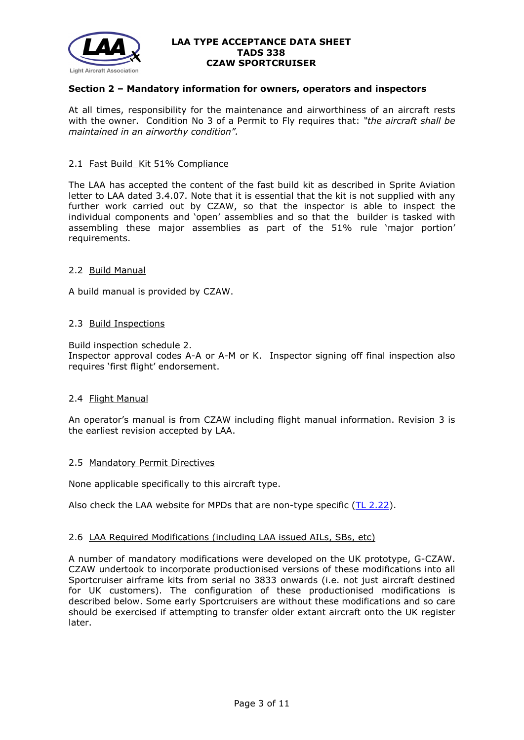## Section 2 – Mandatory information for owners, operators and inspectors

At all times, responsibility for the maintenance and airworthiness of an aircraft rests with the owner. Condition No 3 of a Permit to Fly requires that: *"the aircraft shall be maintained in an airworthy condition".*

### 2.1 Fast Build Kit 51% Compliance

The LAA has accepted the content of the fast build kit as described in Sprite Aviation letter to LAA dated 3.4.07. Note that it is essential that the kit is not supplied with any further work carried out by CZAW, so that the inspector is able to inspect the individual components and 'open' assemblies and so that the builder is tasked with assembling these major assemblies as part of the 51% rule 'major portion' requirements.

### 2.2 Build Manual

A build manual is provided by CZAW.

### 2.3 Build Inspections

Build inspection schedule 2.
Inspector approval codes A-A or A-M or K. Inspector signing off final inspection also requires 'first flight' endorsement.

### 2.4 Flight Manual

An operator's manual is from CZAW including flight manual information. Revision 3 is the earliest revision accepted by LAA.

### 2.5 Mandatory Permit Directives

None applicable specifically to this aircraft type.

Also check the LAA website for MPDs that are non-type specific (TL 2.22).

### 2.6 LAA Required Modifications (including LAA issued AILs, SBs, etc)

A number of mandatory modifications were developed on the UK prototype, G-CZAW. CZAW undertook to incorporate productionised versions of these modifications into all Sportcruiser airframe kits from serial no 3833 onwards (i.e. not just aircraft destined for UK customers). The configuration of these productionised modifications is described below. Some early Sportcruisers are without these modifications and so care should be exercised if attempting to transfer older extant aircraft onto the UK register later.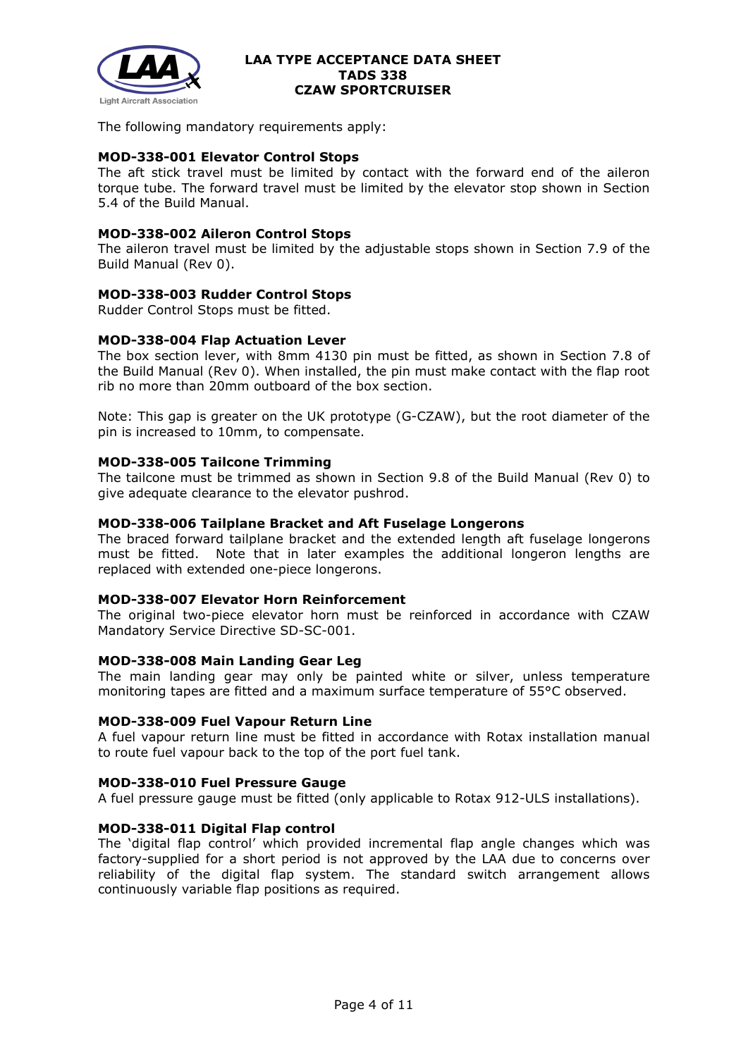The following mandatory requirements apply:

**MOD-338-001 Elevator Control Stops**
The aft stick travel must be limited by contact with the forward end of the aileron torque tube. The forward travel must be limited by the elevator stop shown in Section 5.4 of the Build Manual.

**MOD-338-002 Aileron Control Stops**
The aileron travel must be limited by the adjustable stops shown in Section 7.9 of the Build Manual (Rev 0).

**MOD-338-003 Rudder Control Stops**
Rudder Control Stops must be fitted.

**MOD-338-004 Flap Actuation Lever**
The box section lever, with 8mm 4130 pin must be fitted, as shown in Section 7.8 of the Build Manual (Rev 0). When installed, the pin must make contact with the flap root rib no more than 20mm outboard of the box section.

Note: This gap is greater on the UK prototype (G-CZAW), but the root diameter of the pin is increased to 10mm, to compensate.

**MOD-338-005 Tailcone Trimming**
The tailcone must be trimmed as shown in Section 9.8 of the Build Manual (Rev 0) to give adequate clearance to the elevator pushrod.

**MOD-338-006 Tailplane Bracket and Aft Fuselage Longerons**
The braced forward tailplane bracket and the extended length aft fuselage longerons must be fitted. Note that in later examples the additional longeron lengths are replaced with extended one-piece longerons.

**MOD-338-007 Elevator Horn Reinforcement**
The original two-piece elevator horn must be reinforced in accordance with CZAW Mandatory Service Directive SD-SC-001.

**MOD-338-008 Main Landing Gear Leg**
The main landing gear may only be painted white or silver, unless temperature monitoring tapes are fitted and a maximum surface temperature of 55°C observed.

**MOD-338-009 Fuel Vapour Return Line**
A fuel vapour return line must be fitted in accordance with Rotax installation manual to route fuel vapour back to the top of the port fuel tank.

**MOD-338-010 Fuel Pressure Gauge**
A fuel pressure gauge must be fitted (only applicable to Rotax 912-ULS installations).

**MOD-338-011 Digital Flap control**
The 'digital flap control' which provided incremental flap angle changes which was factory-supplied for a short period is not approved by the LAA due to concerns over reliability of the digital flap system. The standard switch arrangement allows continuously variable flap positions as required.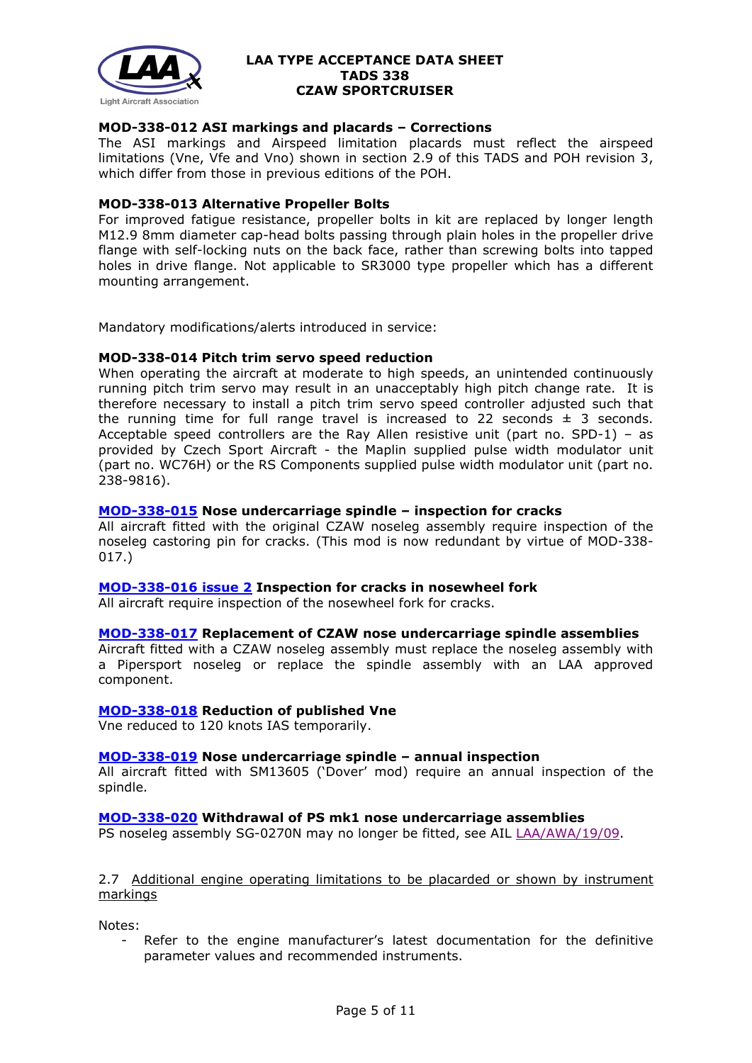**MOD-338-012 ASI markings and placards – Corrections**
The ASI markings and Airspeed limitation placards must reflect the airspeed limitations (Vne, Vfe and Vno) shown in section 2.9 of this TADS and POH revision 3, which differ from those in previous editions of the POH.

**MOD-338-013 Alternative Propeller Bolts**
For improved fatigue resistance, propeller bolts in kit are replaced by longer length M12.9 8mm diameter cap-head bolts passing through plain holes in the propeller drive flange with self-locking nuts on the back face, rather than screwing bolts into tapped holes in drive flange. Not applicable to SR3000 type propeller which has a different mounting arrangement.

Mandatory modifications/alerts introduced in service:

**MOD-338-014 Pitch trim servo speed reduction**
When operating the aircraft at moderate to high speeds, an unintended continuously running pitch trim servo may result in an unacceptably high pitch change rate. It is therefore necessary to install a pitch trim servo speed controller adjusted such that the running time for full range travel is increased to 22 seconds ± 3 seconds. Acceptable speed controllers are the Ray Allen resistive unit (part no. SPD-1) – as provided by Czech Sport Aircraft - the Maplin supplied pulse width modulator unit (part no. WC76H) or the RS Components supplied pulse width modulator unit (part no. 238-9816).

**MOD-338-015 Nose undercarriage spindle – inspection for cracks**
All aircraft fitted with the original CZAW noseleg assembly require inspection of the noseleg castoring pin for cracks. (This mod is now redundant by virtue of MOD-338-017.)

**MOD-338-016 issue 2 Inspection for cracks in nosewheel fork**
All aircraft require inspection of the nosewheel fork for cracks.

**MOD-338-017 Replacement of CZAW nose undercarriage spindle assemblies**
Aircraft fitted with a CZAW noseleg assembly must replace the noseleg assembly with a Pipersport noseleg or replace the spindle assembly with an LAA approved component.

**MOD-338-018 Reduction of published Vne**
Vne reduced to 120 knots IAS temporarily.

**MOD-338-019 Nose undercarriage spindle – annual inspection**
All aircraft fitted with SM13605 ('Dover' mod) require an annual inspection of the spindle.

**MOD-338-020 Withdrawal of PS mk1 nose undercarriage assemblies**
PS noseleg assembly SG-0270N may no longer be fitted, see AIL LAA/AWA/19/09.

2.7 Additional engine operating limitations to be placarded or shown by instrument markings

Notes:

- Refer to the engine manufacturer's latest documentation for the definitive parameter values and recommended instruments.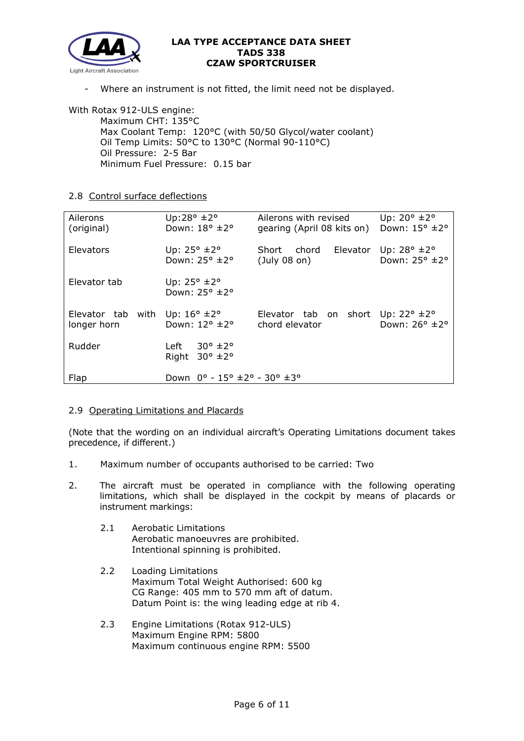- Where an instrument is not fitted, the limit need not be displayed.

With Rotax 912-ULS engine:

Maximum CHT: 135°C
Max Coolant Temp: 120°C (with 50/50 Glycol/water coolant)
Oil Temp Limits: 50°C to 130°C (Normal 90-110°C)
Oil Pressure: 2-5 Bar
Minimum Fuel Pressure: 0.15 bar

2.8 Control surface deflections

| | | | |
|---|---|---|---|
| Ailerons (original) | Up: 28° ±2° Down: 18° ±2° | Ailerons with revised gearing (April 08 kits on) | Up: 20° ±2° Down: 15° ±2° |
| Elevators | Up: 25° ±2° Down: 25° ±2° | Short chord Elevator (July 08 on) | Up: 28° ±2° Down: 25° ±2° |
| Elevator tab | Up: 25° ±2° Down: 25° ±2° | | |
| Elevator tab with longer horn | Up: 16° ±2° Down: 12° ±2° | Elevator tab on short chord elevator | Up: 22° ±2° Down: 26° ±2° |
| Rudder | Left 30° ±2° Right 30° ±2° | | |
| Flap | Down 0° - 15° ±2° - 30° ±3° | | |

2.9 Operating Limitations and Placards

(Note that the wording on an individual aircraft's Operating Limitations document takes precedence, if different.)

1. Maximum number of occupants authorised to be carried: Two

2. The aircraft must be operated in compliance with the following operating limitations, which shall be displayed in the cockpit by means of placards or instrument markings:

   2.1 Aerobatic Limitations
   Aerobatic manoeuvres are prohibited.
   Intentional spinning is prohibited.

   2.2 Loading Limitations
   Maximum Total Weight Authorised: 600 kg
   CG Range: 405 mm to 570 mm aft of datum.
   Datum Point is: the wing leading edge at rib 4.

   2.3 Engine Limitations (Rotax 912-ULS)
   Maximum Engine RPM: 5800
   Maximum continuous engine RPM: 5500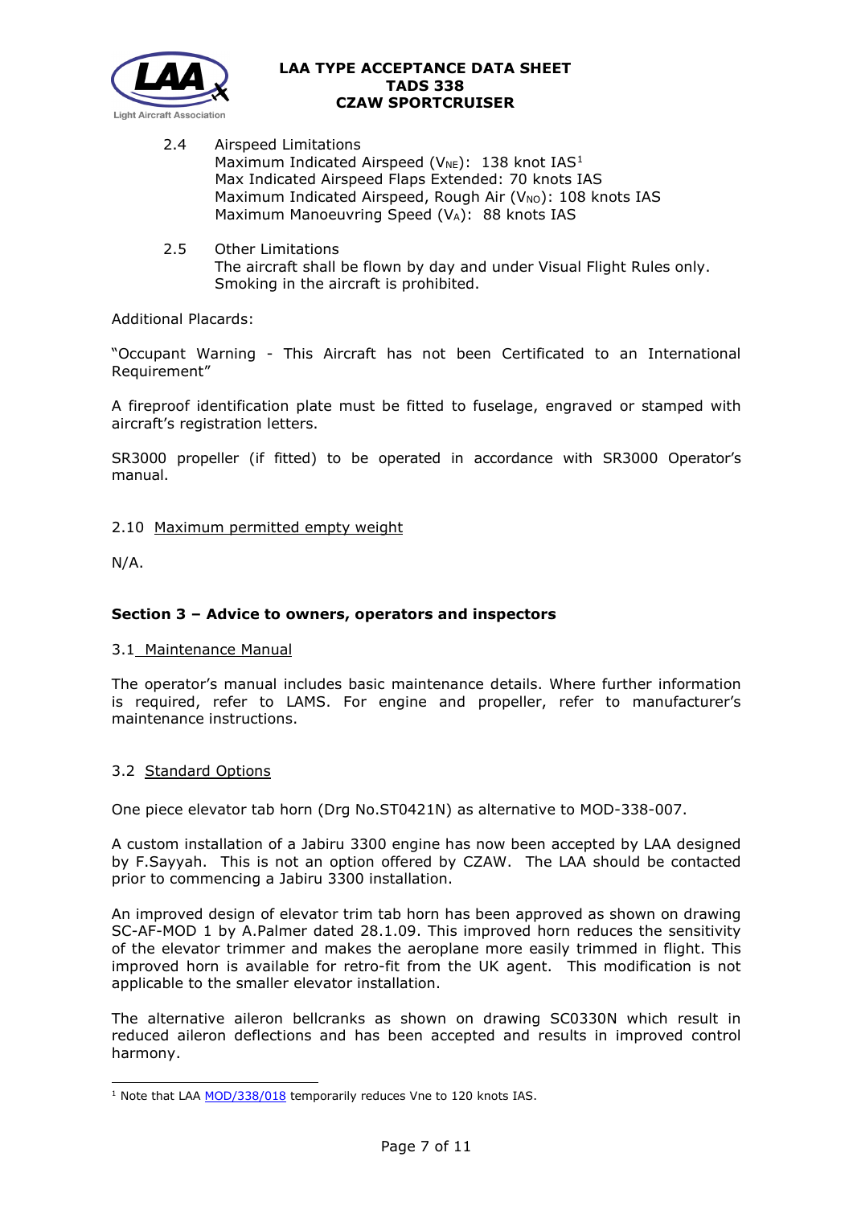2.4 Airspeed Limitations

Maximum Indicated Airspeed ($V_{NE}$): 138 knot IAS[1]

Max Indicated Airspeed Flaps Extended: 70 knots IAS

Maximum Indicated Airspeed, Rough Air ($V_{NO}$): 108 knots IAS

Maximum Manoeuvring Speed ($V_A$): 88 knots IAS

2.5 Other Limitations

The aircraft shall be flown by day and under Visual Flight Rules only. Smoking in the aircraft is prohibited.

Additional Placards:

"Occupant Warning - This Aircraft has not been Certificated to an International Requirement"

A fireproof identification plate must be fitted to fuselage, engraved or stamped with aircraft's registration letters.

SR3000 propeller (if fitted) to be operated in accordance with SR3000 Operator's manual.

2.10 Maximum permitted empty weight

N/A.

### Section 3 – Advice to owners, operators and inspectors

3.1 Maintenance Manual

The operator's manual includes basic maintenance details. Where further information is required, refer to LAMS. For engine and propeller, refer to manufacturer's maintenance instructions.

3.2 Standard Options

One piece elevator tab horn (Drg No.ST0421N) as alternative to MOD-338-007.

A custom installation of a Jabiru 3300 engine has now been accepted by LAA designed by F.Sayyah. This is not an option offered by CZAW. The LAA should be contacted prior to commencing a Jabiru 3300 installation.

An improved design of elevator trim tab horn has been approved as shown on drawing SC-AF-MOD 1 by A.Palmer dated 28.1.09. This improved horn reduces the sensitivity of the elevator trimmer and makes the aeroplane more easily trimmed in flight. This improved horn is available for retro-fit from the UK agent. This modification is not applicable to the smaller elevator installation.

The alternative aileron bellcranks as shown on drawing SC0330N which result in reduced aileron deflections and has been accepted and results in improved control harmony.

[1] Note that LAA MOD/338/018 temporarily reduces Vne to 120 knots IAS.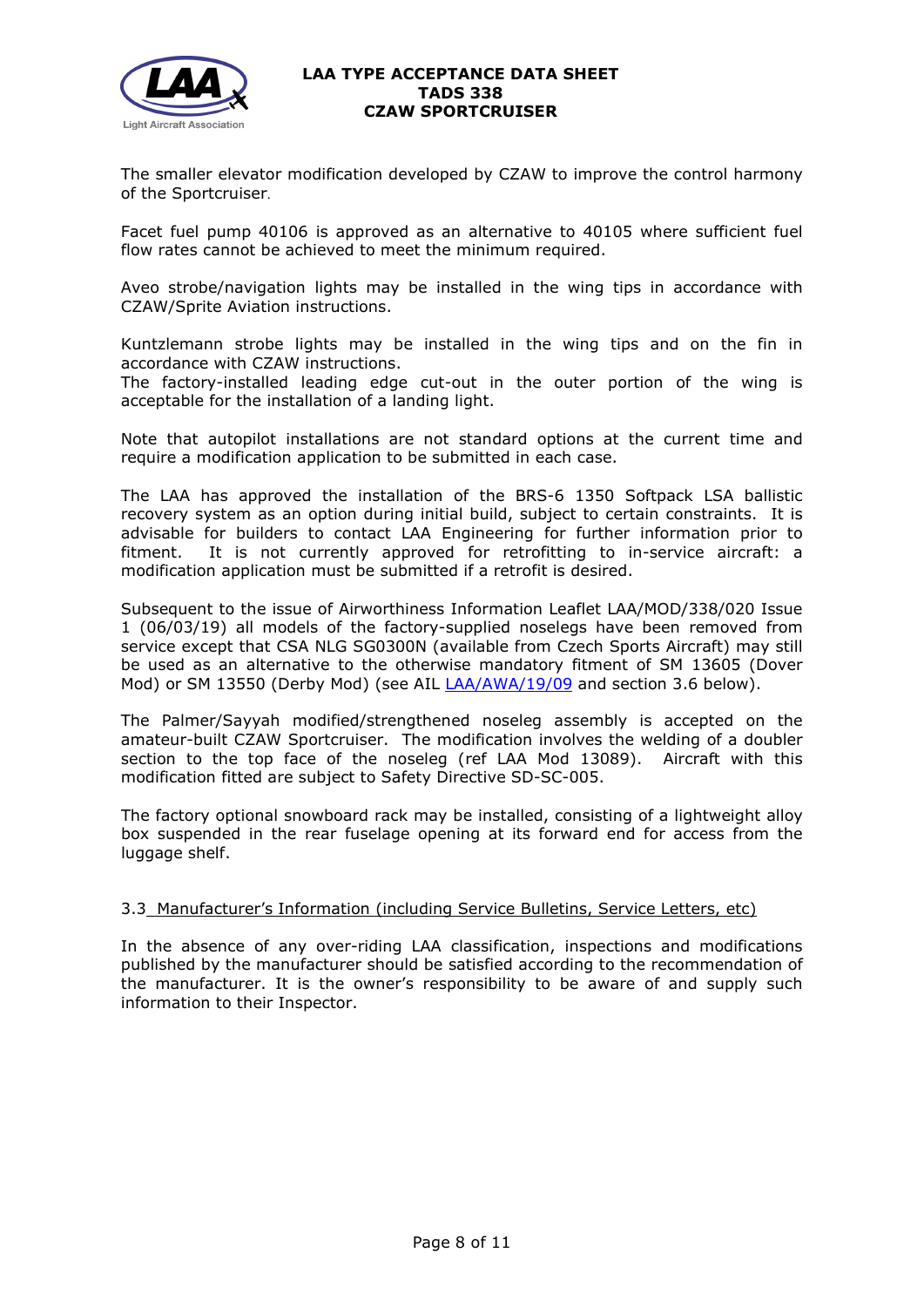The smaller elevator modification developed by CZAW to improve the control harmony of the Sportcruiser.

Facet fuel pump 40106 is approved as an alternative to 40105 where sufficient fuel flow rates cannot be achieved to meet the minimum required.

Aveo strobe/navigation lights may be installed in the wing tips in accordance with CZAW/Sprite Aviation instructions.

Kuntzlemann strobe lights may be installed in the wing tips and on the fin in accordance with CZAW instructions.
The factory-installed leading edge cut-out in the outer portion of the wing is acceptable for the installation of a landing light.

Note that autopilot installations are not standard options at the current time and require a modification application to be submitted in each case.

The LAA has approved the installation of the BRS-6 1350 Softpack LSA ballistic recovery system as an option during initial build, subject to certain constraints. It is advisable for builders to contact LAA Engineering for further information prior to fitment. It is not currently approved for retrofitting to in-service aircraft: a modification application must be submitted if a retrofit is desired.

Subsequent to the issue of Airworthiness Information Leaflet LAA/MOD/338/020 Issue 1 (06/03/19) all models of the factory-supplied noselegs have been removed from service except that CSA NLG SG0300N (available from Czech Sports Aircraft) may still be used as an alternative to the otherwise mandatory fitment of SM 13605 (Dover Mod) or SM 13550 (Derby Mod) (see AIL LAA/AWA/19/09 and section 3.6 below).

The Palmer/Sayyah modified/strengthened noseleg assembly is accepted on the amateur-built CZAW Sportcruiser. The modification involves the welding of a doubler section to the top face of the noseleg (ref LAA Mod 13089). Aircraft with this modification fitted are subject to Safety Directive SD-SC-005.

The factory optional snowboard rack may be installed, consisting of a lightweight alloy box suspended in the rear fuselage opening at its forward end for access from the luggage shelf.

### 3.3 Manufacturer's Information (including Service Bulletins, Service Letters, etc)

In the absence of any over-riding LAA classification, inspections and modifications published by the manufacturer should be satisfied according to the recommendation of the manufacturer. It is the owner's responsibility to be aware of and supply such information to their Inspector.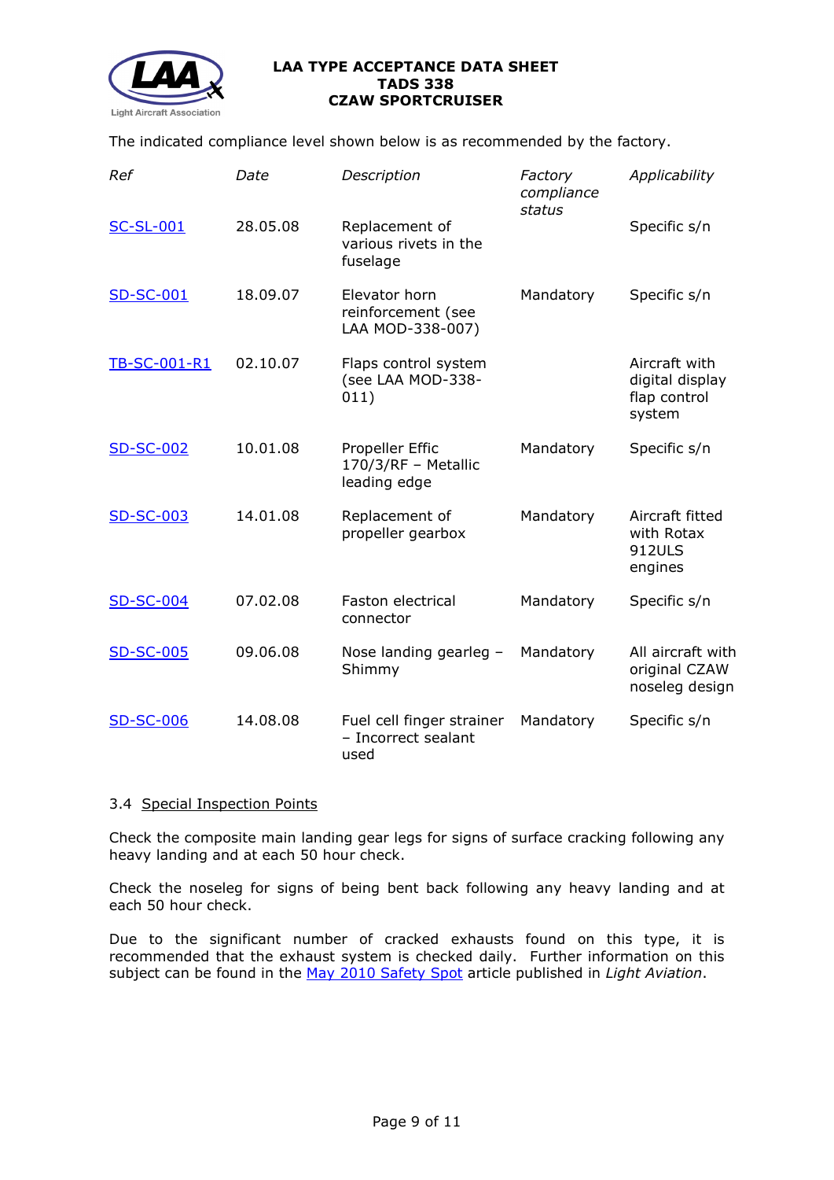The indicated compliance level shown below is as recommended by the factory.

| *Ref* | *Date* | *Description* | *Factory compliance status* | *Applicability* |
|---|---|---|---|---|
| SC-SL-001 | 28.05.08 | Replacement of various rivets in the fuselage | | Specific s/n |
| SD-SC-001 | 18.09.07 | Elevator horn reinforcement (see LAA MOD-338-007) | Mandatory | Specific s/n |
| TB-SC-001-R1 | 02.10.07 | Flaps control system (see LAA MOD-338-011) | | Aircraft with digital display flap control system |
| SD-SC-002 | 10.01.08 | Propeller Effic 170/3/RF – Metallic leading edge | Mandatory | Specific s/n |
| SD-SC-003 | 14.01.08 | Replacement of propeller gearbox | Mandatory | Aircraft fitted with Rotax 912ULS engines |
| SD-SC-004 | 07.02.08 | Faston electrical connector | Mandatory | Specific s/n |
| SD-SC-005 | 09.06.08 | Nose landing gearleg – Shimmy | Mandatory | All aircraft with original CZAW noseleg design |
| SD-SC-006 | 14.08.08 | Fuel cell finger strainer – Incorrect sealant used | Mandatory | Specific s/n |

### 3.4 Special Inspection Points

Check the composite main landing gear legs for signs of surface cracking following any heavy landing and at each 50 hour check.

Check the noseleg for signs of being bent back following any heavy landing and at each 50 hour check.

Due to the significant number of cracked exhausts found on this type, it is recommended that the exhaust system is checked daily. Further information on this subject can be found in the May 2010 Safety Spot article published in *Light Aviation*.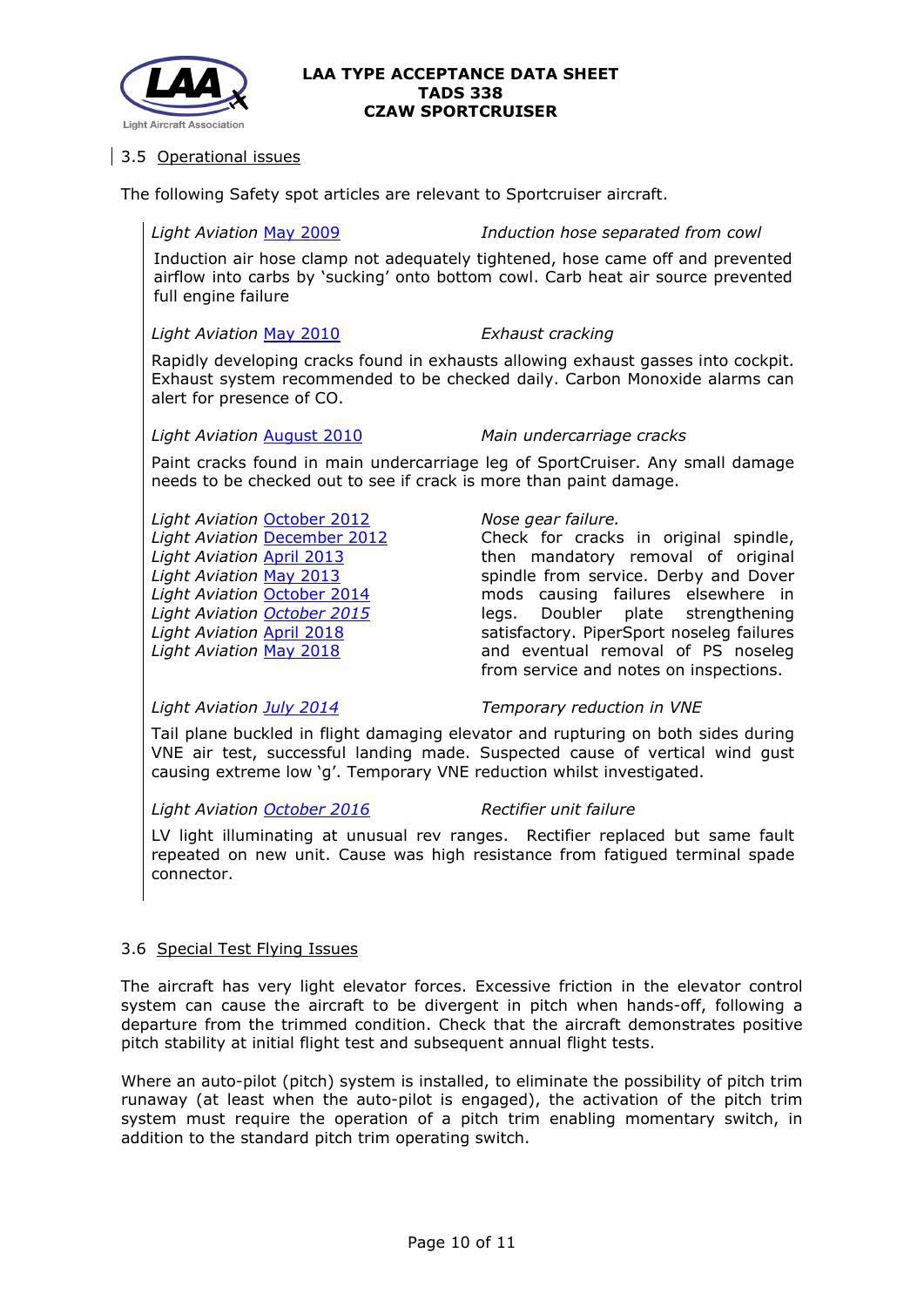### 3.5 Operational issues

The following Safety spot articles are relevant to Sportcruiser aircraft.

*Light Aviation* May 2009 — *Induction hose separated from cowl*

Induction air hose clamp not adequately tightened, hose came off and prevented airflow into carbs by 'sucking' onto bottom cowl. Carb heat air source prevented full engine failure

*Light Aviation* May 2010 — *Exhaust cracking*

Rapidly developing cracks found in exhausts allowing exhaust gasses into cockpit. Exhaust system recommended to be checked daily. Carbon Monoxide alarms can alert for presence of CO.

*Light Aviation* August 2010 — *Main undercarriage cracks*

Paint cracks found in main undercarriage leg of SportCruiser. Any small damage needs to be checked out to see if crack is more than paint damage.

*Light Aviation* October 2012
*Light Aviation* December 2012
*Light Aviation* April 2013
*Light Aviation* May 2013
*Light Aviation* October 2014
*Light Aviation* *October 2015*
*Light Aviation* April 2018
*Light Aviation* May 2018

*Nose gear failure.*
Check for cracks in original spindle, then mandatory removal of original spindle from service. Derby and Dover mods causing failures elsewhere in legs. Doubler plate strengthening satisfactory. PiperSport noseleg failures and eventual removal of PS noseleg from service and notes on inspections.

*Light Aviation* *July 2014* — *Temporary reduction in VNE*

Tail plane buckled in flight damaging elevator and rupturing on both sides during VNE air test, successful landing made. Suspected cause of vertical wind gust causing extreme low 'g'. Temporary VNE reduction whilst investigated.

*Light Aviation* *October 2016* — *Rectifier unit failure*

LV light illuminating at unusual rev ranges. Rectifier replaced but same fault repeated on new unit. Cause was high resistance from fatigued terminal spade connector.

### 3.6 Special Test Flying Issues

The aircraft has very light elevator forces. Excessive friction in the elevator control system can cause the aircraft to be divergent in pitch when hands-off, following a departure from the trimmed condition. Check that the aircraft demonstrates positive pitch stability at initial flight test and subsequent annual flight tests.

Where an auto-pilot (pitch) system is installed, to eliminate the possibility of pitch trim runaway (at least when the auto-pilot is engaged), the activation of the pitch trim system must require the operation of a pitch trim enabling momentary switch, in addition to the standard pitch trim operating switch.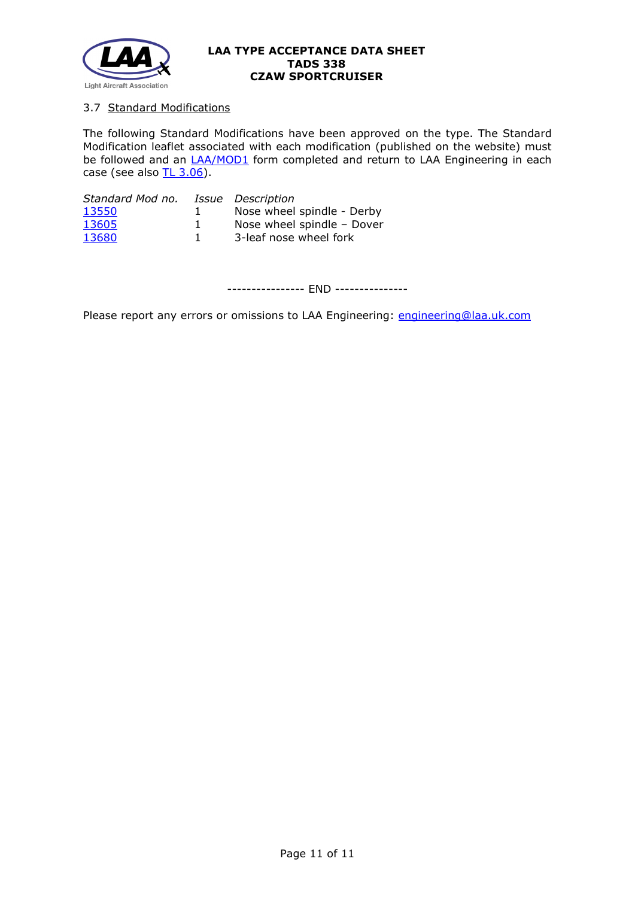### 3.7 Standard Modifications

The following Standard Modifications have been approved on the type. The Standard Modification leaflet associated with each modification (published on the website) must be followed and an LAA/MOD1 form completed and return to LAA Engineering in each case (see also TL 3.06).

| *Standard Mod no.* | *Issue* | *Description* |
|---|---|---|
| 13550 | 1 | Nose wheel spindle - Derby |
| 13605 | 1 | Nose wheel spindle – Dover |
| 13680 | 1 | 3-leaf nose wheel fork |

--------------- END ---------------

Please report any errors or omissions to LAA Engineering: engineering@laa.uk.com